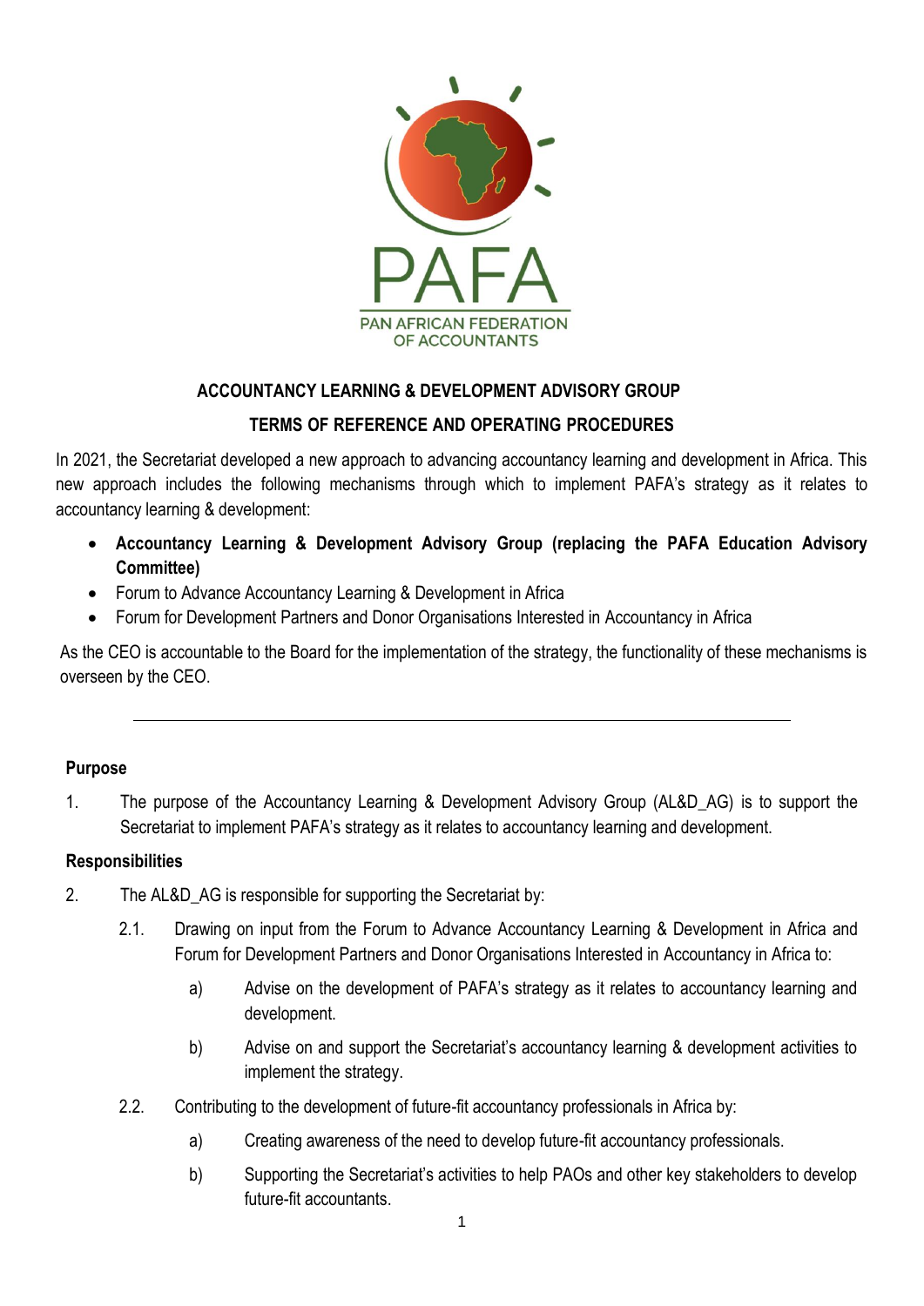PAFA
PAN AFRICAN FEDERATION OF ACCOUNTANTS

# ACCOUNTANCY LEARNING & DEVELOPMENT ADVISORY GROUP

## TERMS OF REFERENCE AND OPERATING PROCEDURES

In 2021, the Secretariat developed a new approach to advancing accountancy learning and development in Africa. This new approach includes the following mechanisms through which to implement PAFA's strategy as it relates to accountancy learning & development:

- **Accountancy Learning & Development Advisory Group (replacing the PAFA Education Advisory Committee)**
- Forum to Advance Accountancy Learning & Development in Africa
- Forum for Development Partners and Donor Organisations Interested in Accountancy in Africa

As the CEO is accountable to the Board for the implementation of the strategy, the functionality of these mechanisms is overseen by the CEO.

---

### Purpose

1. The purpose of the Accountancy Learning & Development Advisory Group (AL&D_AG) is to support the Secretariat to implement PAFA's strategy as it relates to accountancy learning and development.

### Responsibilities

2. The AL&D_AG is responsible for supporting the Secretariat by:

   2.1. Drawing on input from the Forum to Advance Accountancy Learning & Development in Africa and Forum for Development Partners and Donor Organisations Interested in Accountancy in Africa to:

      a) Advise on the development of PAFA's strategy as it relates to accountancy learning and development.

      b) Advise on and support the Secretariat's accountancy learning & development activities to implement the strategy.

   2.2. Contributing to the development of future-fit accountancy professionals in Africa by:

      a) Creating awareness of the need to develop future-fit accountancy professionals.

      b) Supporting the Secretariat's activities to help PAOs and other key stakeholders to develop future-fit accountants.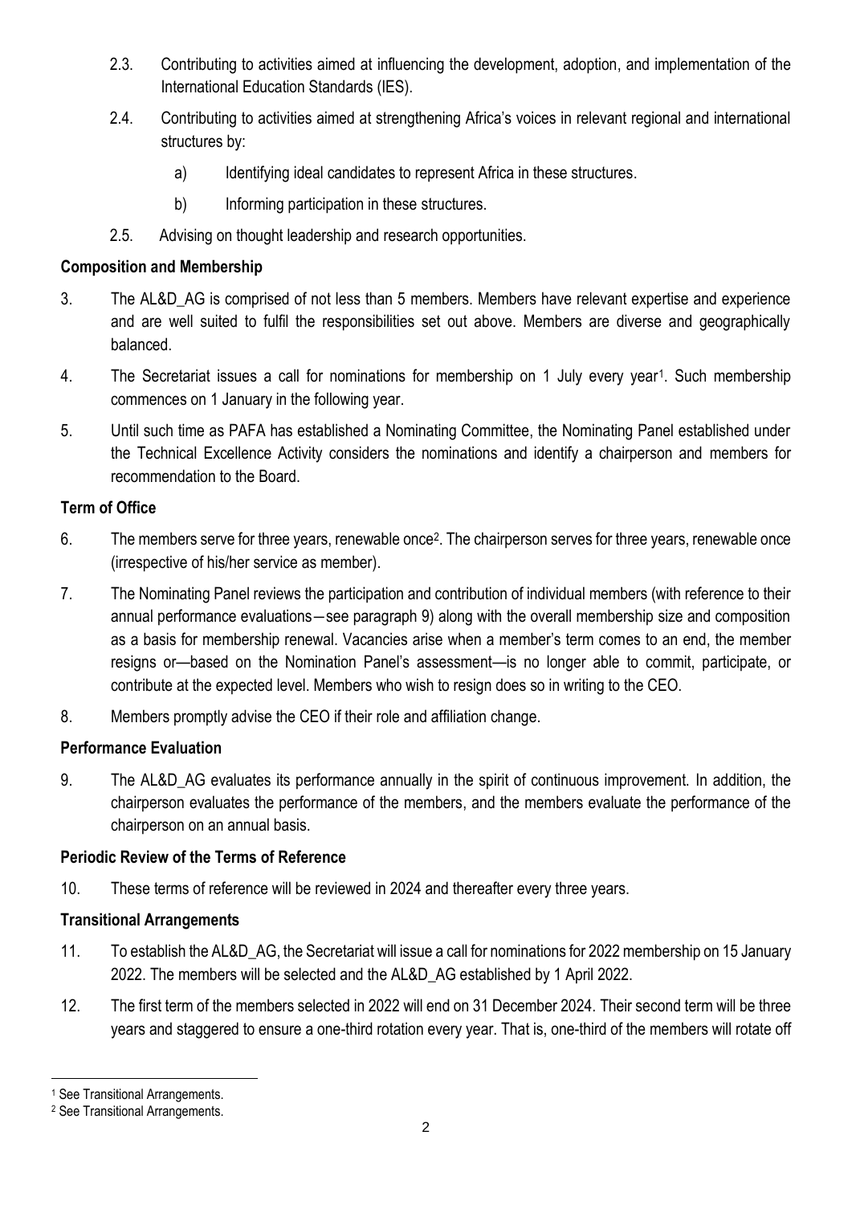2.3. Contributing to activities aimed at influencing the development, adoption, and implementation of the International Education Standards (IES).

2.4. Contributing to activities aimed at strengthening Africa's voices in relevant regional and international structures by:

  a) Identifying ideal candidates to represent Africa in these structures.

  b) Informing participation in these structures.

2.5. Advising on thought leadership and research opportunities.

**Composition and Membership**

3. The AL&D_AG is comprised of not less than 5 members. Members have relevant expertise and experience and are well suited to fulfil the responsibilities set out above. Members are diverse and geographically balanced.

4. The Secretariat issues a call for nominations for membership on 1 July every year[1]. Such membership commences on 1 January in the following year.

5. Until such time as PAFA has established a Nominating Committee, the Nominating Panel established under the Technical Excellence Activity considers the nominations and identify a chairperson and members for recommendation to the Board.

**Term of Office**

6. The members serve for three years, renewable once[2]. The chairperson serves for three years, renewable once (irrespective of his/her service as member).

7. The Nominating Panel reviews the participation and contribution of individual members (with reference to their annual performance evaluations—see paragraph 9) along with the overall membership size and composition as a basis for membership renewal. Vacancies arise when a member's term comes to an end, the member resigns or—based on the Nomination Panel's assessment—is no longer able to commit, participate, or contribute at the expected level. Members who wish to resign does so in writing to the CEO.

8. Members promptly advise the CEO if their role and affiliation change.

**Performance Evaluation**

9. The AL&D_AG evaluates its performance annually in the spirit of continuous improvement. In addition, the chairperson evaluates the performance of the members, and the members evaluate the performance of the chairperson on an annual basis.

**Periodic Review of the Terms of Reference**

10. These terms of reference will be reviewed in 2024 and thereafter every three years.

**Transitional Arrangements**

11. To establish the AL&D_AG, the Secretariat will issue a call for nominations for 2022 membership on 15 January 2022. The members will be selected and the AL&D_AG established by 1 April 2022.

12. The first term of the members selected in 2022 will end on 31 December 2024. Their second term will be three years and staggered to ensure a one-third rotation every year. That is, one-third of the members will rotate off

---

[1] See Transitional Arrangements.

[2] See Transitional Arrangements.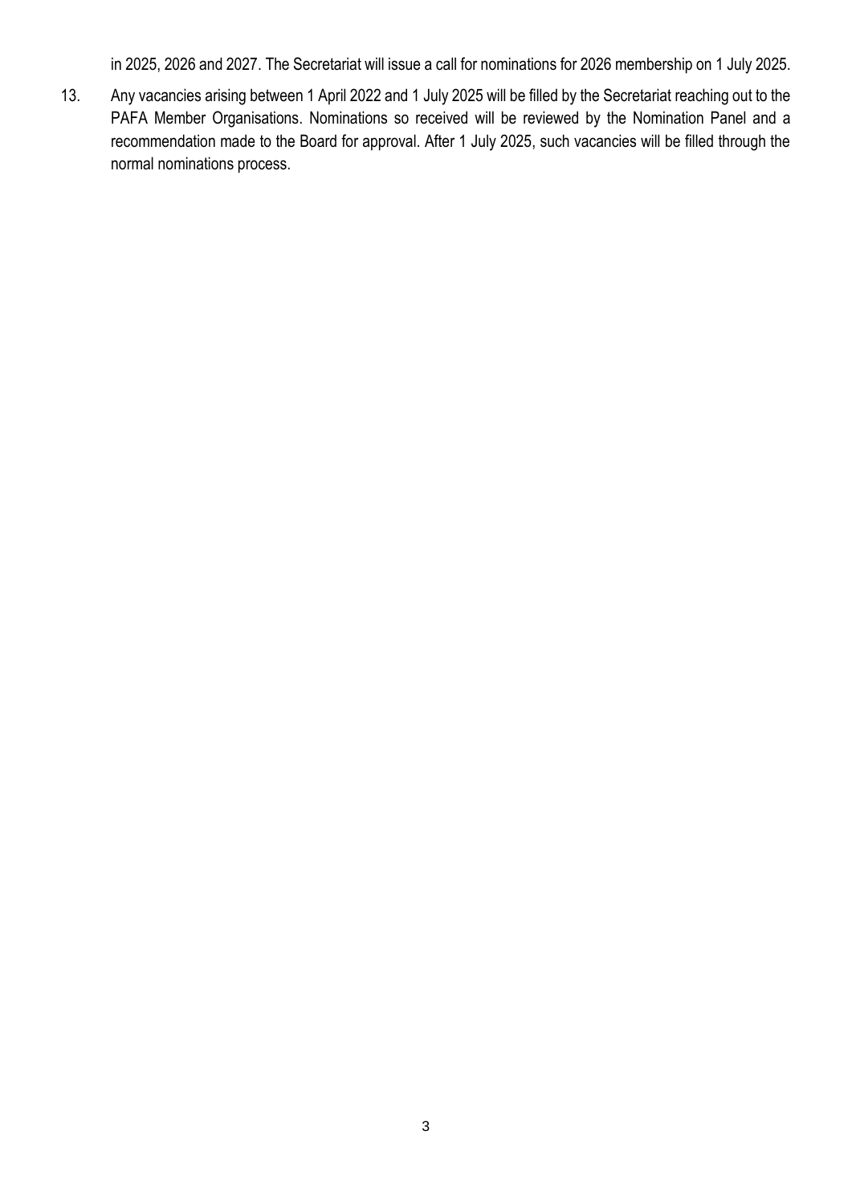in 2025, 2026 and 2027. The Secretariat will issue a call for nominations for 2026 membership on 1 July 2025.

13. Any vacancies arising between 1 April 2022 and 1 July 2025 will be filled by the Secretariat reaching out to the PAFA Member Organisations. Nominations so received will be reviewed by the Nomination Panel and a recommendation made to the Board for approval. After 1 July 2025, such vacancies will be filled through the normal nominations process.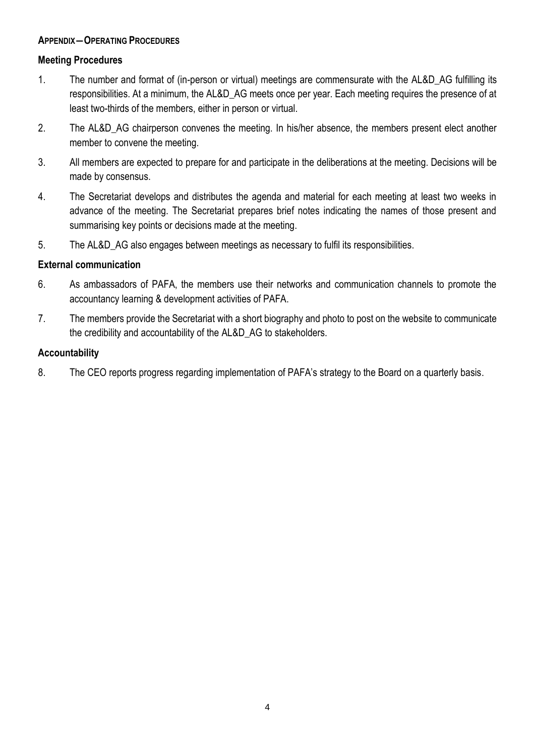## Appendix — Operating Procedures

### Meeting Procedures

1. The number and format of (in-person or virtual) meetings are commensurate with the AL&D_AG fulfilling its responsibilities. At a minimum, the AL&D_AG meets once per year. Each meeting requires the presence of at least two-thirds of the members, either in person or virtual.
2. The AL&D_AG chairperson convenes the meeting. In his/her absence, the members present elect another member to convene the meeting.
3. All members are expected to prepare for and participate in the deliberations at the meeting. Decisions will be made by consensus.
4. The Secretariat develops and distributes the agenda and material for each meeting at least two weeks in advance of the meeting. The Secretariat prepares brief notes indicating the names of those present and summarising key points or decisions made at the meeting.
5. The AL&D_AG also engages between meetings as necessary to fulfil its responsibilities.

### External communication

6. As ambassadors of PAFA, the members use their networks and communication channels to promote the accountancy learning & development activities of PAFA.
7. The members provide the Secretariat with a short biography and photo to post on the website to communicate the credibility and accountability of the AL&D_AG to stakeholders.

### Accountability

8. The CEO reports progress regarding implementation of PAFA's strategy to the Board on a quarterly basis.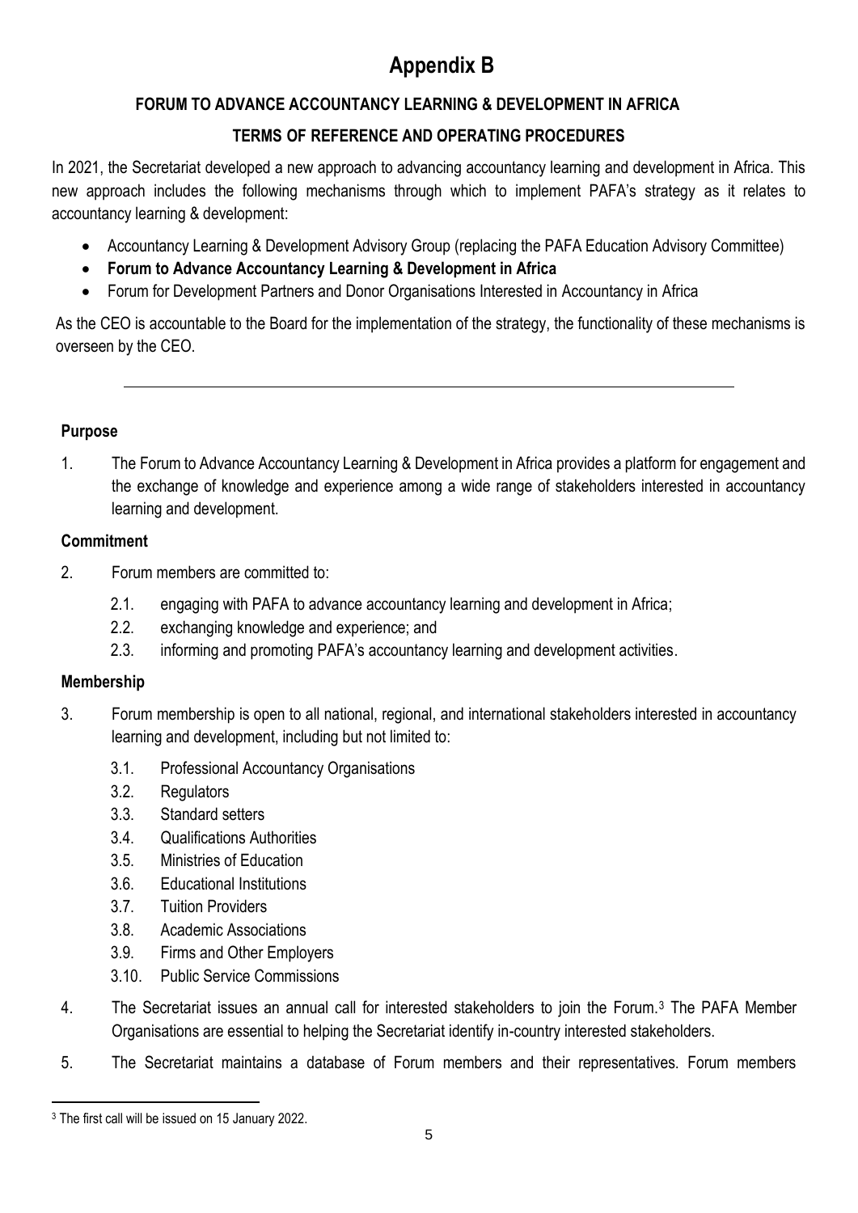# Appendix B

## FORUM TO ADVANCE ACCOUNTANCY LEARNING & DEVELOPMENT IN AFRICA

## TERMS OF REFERENCE AND OPERATING PROCEDURES

In 2021, the Secretariat developed a new approach to advancing accountancy learning and development in Africa. This new approach includes the following mechanisms through which to implement PAFA's strategy as it relates to accountancy learning & development:

- Accountancy Learning & Development Advisory Group (replacing the PAFA Education Advisory Committee)
- **Forum to Advance Accountancy Learning & Development in Africa**
- Forum for Development Partners and Donor Organisations Interested in Accountancy in Africa

As the CEO is accountable to the Board for the implementation of the strategy, the functionality of these mechanisms is overseen by the CEO.

---

### Purpose

1. The Forum to Advance Accountancy Learning & Development in Africa provides a platform for engagement and the exchange of knowledge and experience among a wide range of stakeholders interested in accountancy learning and development.

### Commitment

2. Forum members are committed to:
   - 2.1. engaging with PAFA to advance accountancy learning and development in Africa;
   - 2.2. exchanging knowledge and experience; and
   - 2.3. informing and promoting PAFA's accountancy learning and development activities.

### Membership

3. Forum membership is open to all national, regional, and international stakeholders interested in accountancy learning and development, including but not limited to:
   - 3.1. Professional Accountancy Organisations
   - 3.2. Regulators
   - 3.3. Standard setters
   - 3.4. Qualifications Authorities
   - 3.5. Ministries of Education
   - 3.6. Educational Institutions
   - 3.7. Tuition Providers
   - 3.8. Academic Associations
   - 3.9. Firms and Other Employers
   - 3.10. Public Service Commissions

4. The Secretariat issues an annual call for interested stakeholders to join the Forum.[3] The PAFA Member Organisations are essential to helping the Secretariat identify in-country interested stakeholders.

5. The Secretariat maintains a database of Forum members and their representatives. Forum members

[3] The first call will be issued on 15 January 2022.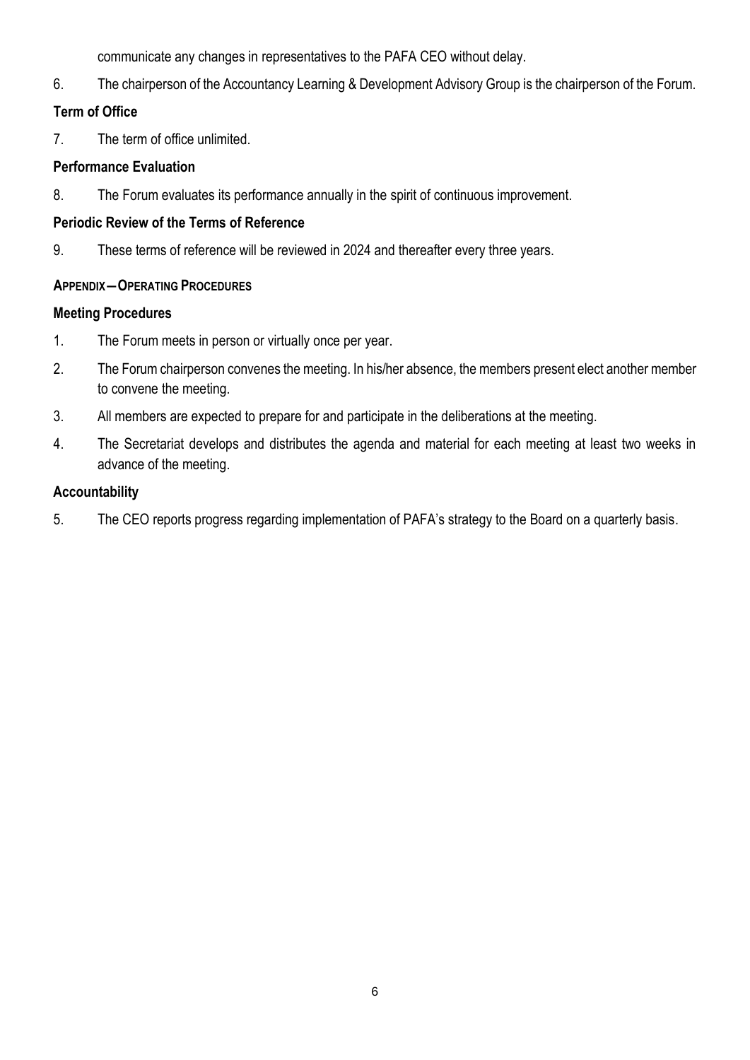communicate any changes in representatives to the PAFA CEO without delay.

6. The chairperson of the Accountancy Learning & Development Advisory Group is the chairperson of the Forum.

**Term of Office**

7. The term of office unlimited.

**Performance Evaluation**

8. The Forum evaluates its performance annually in the spirit of continuous improvement.

**Periodic Review of the Terms of Reference**

9. These terms of reference will be reviewed in 2024 and thereafter every three years.

**APPENDIX—OPERATING PROCEDURES**

**Meeting Procedures**

1. The Forum meets in person or virtually once per year.

2. The Forum chairperson convenes the meeting. In his/her absence, the members present elect another member to convene the meeting.

3. All members are expected to prepare for and participate in the deliberations at the meeting.

4. The Secretariat develops and distributes the agenda and material for each meeting at least two weeks in advance of the meeting.

**Accountability**

5. The CEO reports progress regarding implementation of PAFA's strategy to the Board on a quarterly basis.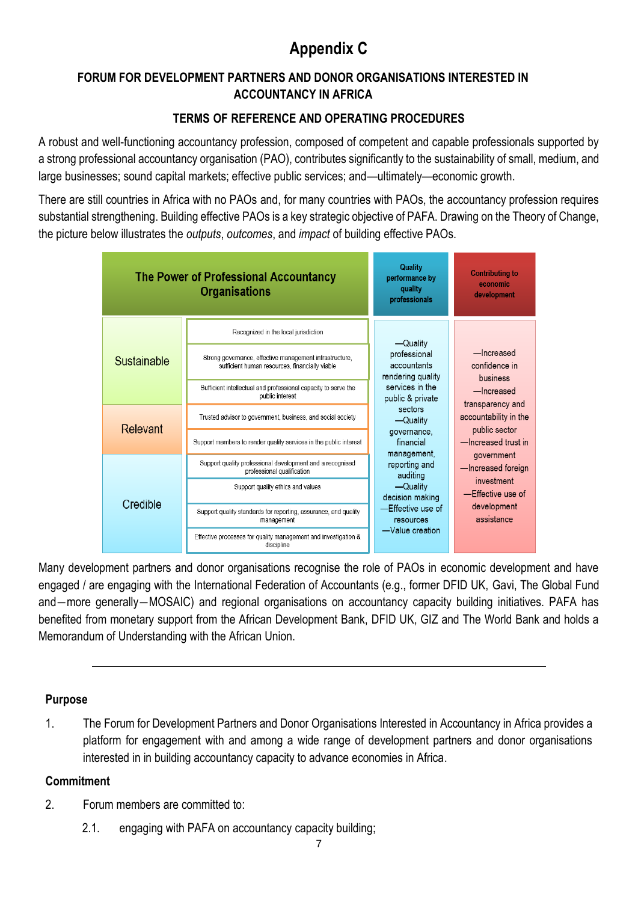# Appendix C

### FORUM FOR DEVELOPMENT PARTNERS AND DONOR ORGANISATIONS INTERESTED IN ACCOUNTANCY IN AFRICA

### TERMS OF REFERENCE AND OPERATING PROCEDURES

A robust and well-functioning accountancy profession, composed of competent and capable professionals supported by a strong professional accountancy organisation (PAO), contributes significantly to the sustainability of small, medium, and large businesses; sound capital markets; effective public services; and—ultimately—economic growth.

There are still countries in Africa with no PAOs and, for many countries with PAOs, the accountancy profession requires substantial strengthening. Building effective PAOs is a key strategic objective of PAFA. Drawing on the Theory of Change, the picture below illustrates the *outputs*, *outcomes*, and *impact* of building effective PAOs.

| The Power of Professional Accountancy Organisations | | Quality performance by quality professionals | Contributing to economic development |
|---|---|---|---|
| Sustainable | Recognized in the local jurisdiction | —Quality professional accountants rendering quality services in the public & private sectors<br>—Quality governance, financial management, reporting and auditing<br>—Quality decision making<br>—Effective use of resources<br>—Value creation | —Increased confidence in business<br>—Increased transparency and accountability in the public sector<br>—Increased trust in government<br>—Increased foreign investment<br>—Effective use of development assistance |
| | Strong governance, effective management infrastructure, sufficient human resources, financially viable | | |
| | Sufficient intellectual and professional capacity to serve the public interest | | |
| Relevant | Trusted advisor to government, business, and social society | | |
| | Support members to render quality services in the public interest | | |
| Credible | Support quality professional development and a recognised professional qualification | | |
| | Support quality ethics and values | | |
| | Support quality standards for reporting, assurance, and quality management | | |
| | Effective processes for quality management and investigation & discipline | | |

Many development partners and donor organisations recognise the role of PAOs in economic development and have engaged / are engaging with the International Federation of Accountants (e.g., former DFID UK, Gavi, The Global Fund and—more generally—MOSAIC) and regional organisations on accountancy capacity building initiatives. PAFA has benefited from monetary support from the African Development Bank, DFID UK, GIZ and The World Bank and holds a Memorandum of Understanding with the African Union.

---

**Purpose**

1. The Forum for Development Partners and Donor Organisations Interested in Accountancy in Africa provides a platform for engagement with and among a wide range of development partners and donor organisations interested in in building accountancy capacity to advance economies in Africa.

**Commitment**

2. Forum members are committed to:

   2.1. engaging with PAFA on accountancy capacity building;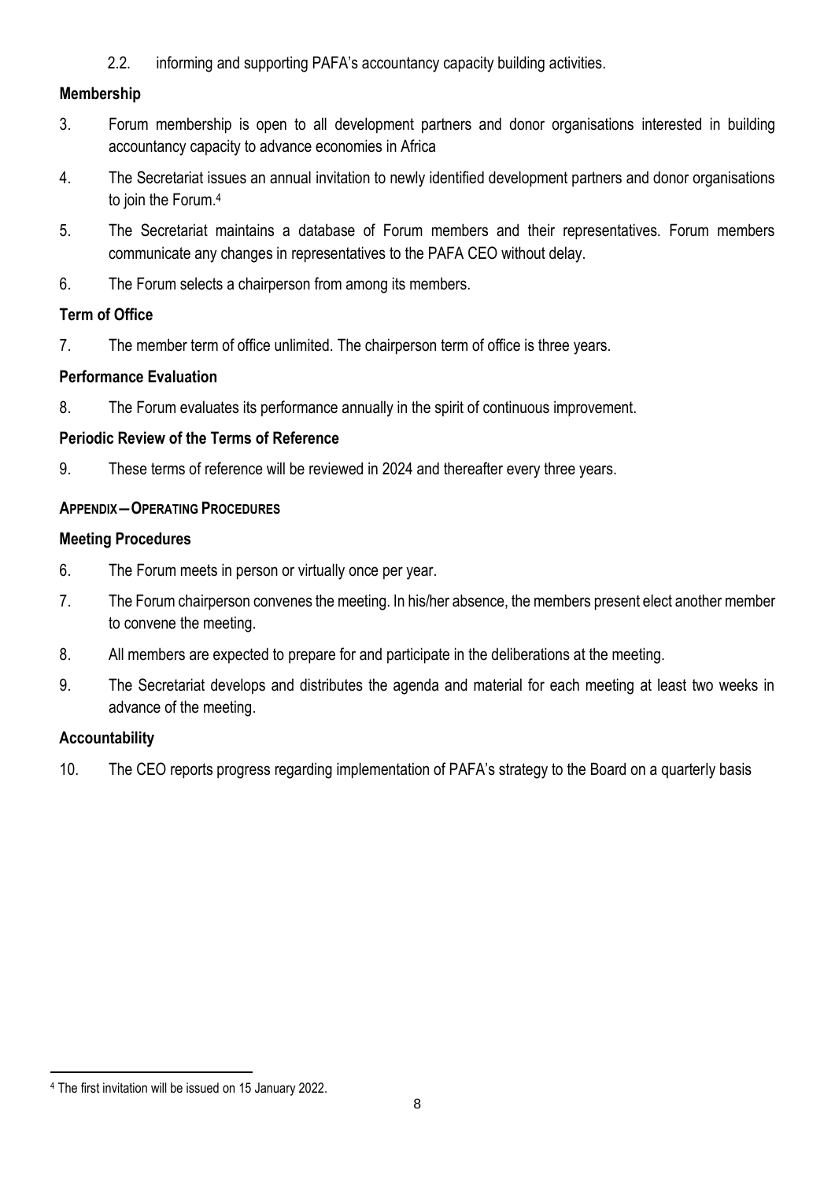2.2. informing and supporting PAFA's accountancy capacity building activities.

**Membership**

3. Forum membership is open to all development partners and donor organisations interested in building accountancy capacity to advance economies in Africa

4. The Secretariat issues an annual invitation to newly identified development partners and donor organisations to join the Forum.[4]

5. The Secretariat maintains a database of Forum members and their representatives. Forum members communicate any changes in representatives to the PAFA CEO without delay.

6. The Forum selects a chairperson from among its members.

**Term of Office**

7. The member term of office unlimited. The chairperson term of office is three years.

**Performance Evaluation**

8. The Forum evaluates its performance annually in the spirit of continuous improvement.

**Periodic Review of the Terms of Reference**

9. These terms of reference will be reviewed in 2024 and thereafter every three years.

**APPENDIX—OPERATING PROCEDURES**

**Meeting Procedures**

6. The Forum meets in person or virtually once per year.

7. The Forum chairperson convenes the meeting. In his/her absence, the members present elect another member to convene the meeting.

8. All members are expected to prepare for and participate in the deliberations at the meeting.

9. The Secretariat develops and distributes the agenda and material for each meeting at least two weeks in advance of the meeting.

**Accountability**

10. The CEO reports progress regarding implementation of PAFA's strategy to the Board on a quarterly basis

[4] The first invitation will be issued on 15 January 2022.